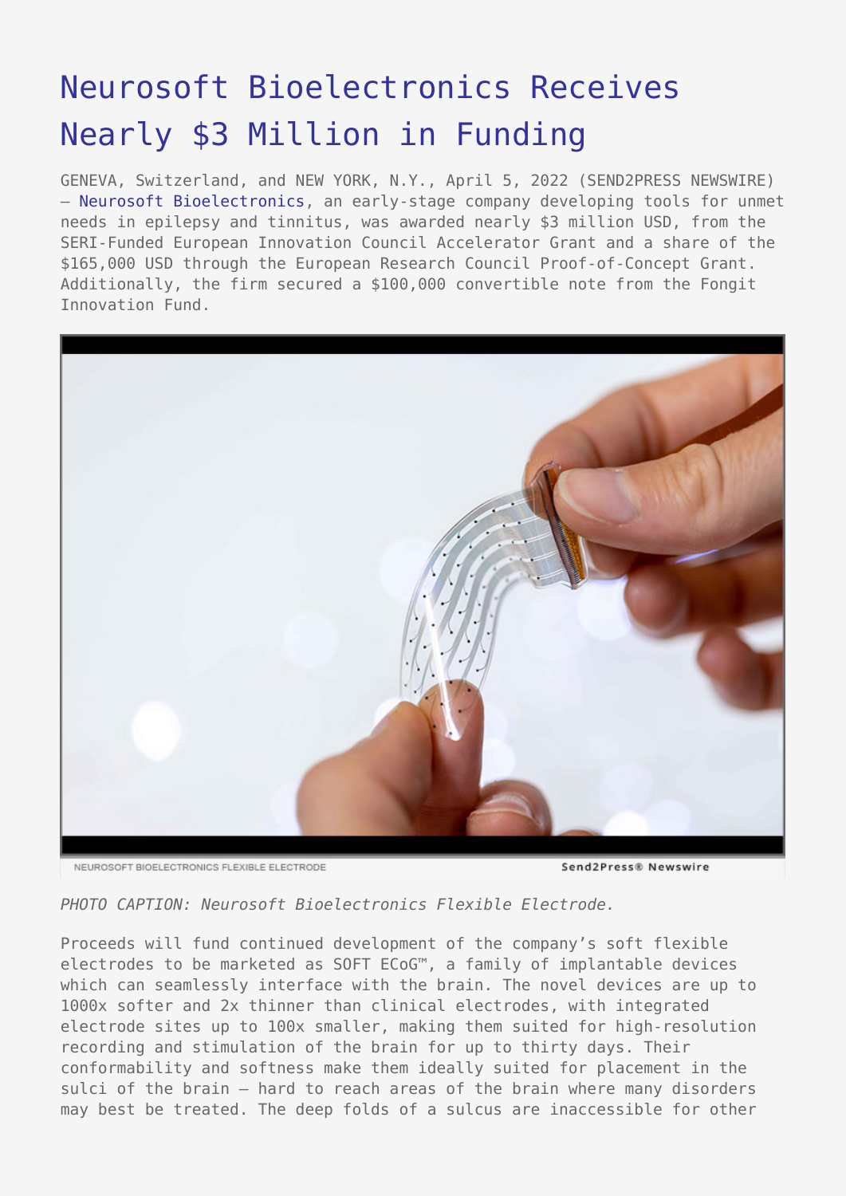# Neurosoft Bioelectronics Receives Nearly $3 Million in Funding

GENEVA, Switzerland, and NEW YORK, N.Y., April 5, 2022 (SEND2PRESS NEWSWIRE) — Neurosoft Bioelectronics, an early-stage company developing tools for unmet needs in epilepsy and tinnitus, was awarded nearly $3 million USD, from the SERI-Funded European Innovation Council Accelerator Grant and a share of the $165,000 USD through the European Research Council Proof-of-Concept Grant. Additionally, the firm secured a $100,000 convertible note from the Fongit Innovation Fund.

NEUROSOFT BIOELECTRONICS FLEXIBLE ELECTRODE — Send2Press® Newswire

*PHOTO CAPTION: Neurosoft Bioelectronics Flexible Electrode.*

Proceeds will fund continued development of the company's soft flexible electrodes to be marketed as SOFT ECoG™, a family of implantable devices which can seamlessly interface with the brain. The novel devices are up to 1000x softer and 2x thinner than clinical electrodes, with integrated electrode sites up to 100x smaller, making them suited for high-resolution recording and stimulation of the brain for up to thirty days. Their conformability and softness make them ideally suited for placement in the sulci of the brain – hard to reach areas of the brain where many disorders may best be treated. The deep folds of a sulcus are inaccessible for other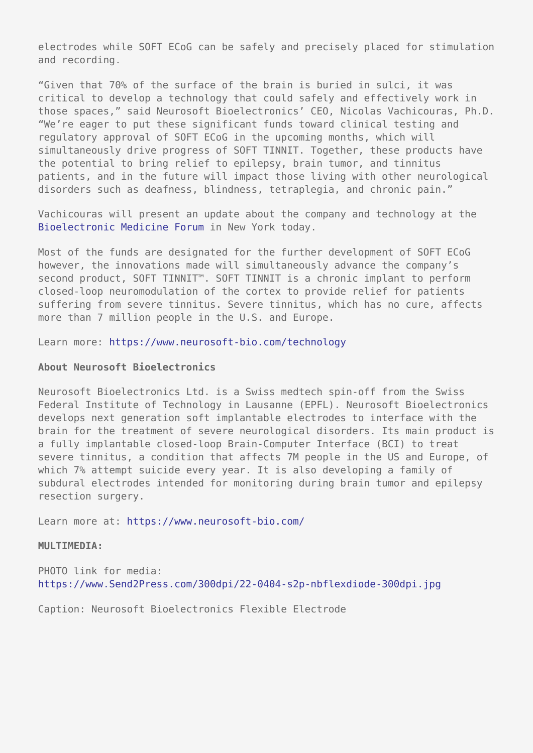electrodes while SOFT ECoG can be safely and precisely placed for stimulation and recording.

“Given that 70% of the surface of the brain is buried in sulci, it was critical to develop a technology that could safely and effectively work in those spaces,” said Neurosoft Bioelectronics’ CEO, Nicolas Vachicouras, Ph.D. “We’re eager to put these significant funds toward clinical testing and regulatory approval of SOFT ECoG in the upcoming months, which will simultaneously drive progress of SOFT TINNIT. Together, these products have the potential to bring relief to epilepsy, brain tumor, and tinnitus patients, and in the future will impact those living with other neurological disorders such as deafness, blindness, tetraplegia, and chronic pain.”

Vachicouras will present an update about the company and technology at the Bioelectronic Medicine Forum in New York today.

Most of the funds are designated for the further development of SOFT ECoG however, the innovations made will simultaneously advance the company’s second product, SOFT TINNIT™. SOFT TINNIT is a chronic implant to perform closed-loop neuromodulation of the cortex to provide relief for patients suffering from severe tinnitus. Severe tinnitus, which has no cure, affects more than 7 million people in the U.S. and Europe.

Learn more: https://www.neurosoft-bio.com/technology

**About Neurosoft Bioelectronics**

Neurosoft Bioelectronics Ltd. is a Swiss medtech spin-off from the Swiss Federal Institute of Technology in Lausanne (EPFL). Neurosoft Bioelectronics develops next generation soft implantable electrodes to interface with the brain for the treatment of severe neurological disorders. Its main product is a fully implantable closed-loop Brain-Computer Interface (BCI) to treat severe tinnitus, a condition that affects 7M people in the US and Europe, of which 7% attempt suicide every year. It is also developing a family of subdural electrodes intended for monitoring during brain tumor and epilepsy resection surgery.

Learn more at: https://www.neurosoft-bio.com/

**MULTIMEDIA:**

PHOTO link for media:
https://www.Send2Press.com/300dpi/22-0404-s2p-nbflexdiode-300dpi.jpg

Caption: Neurosoft Bioelectronics Flexible Electrode